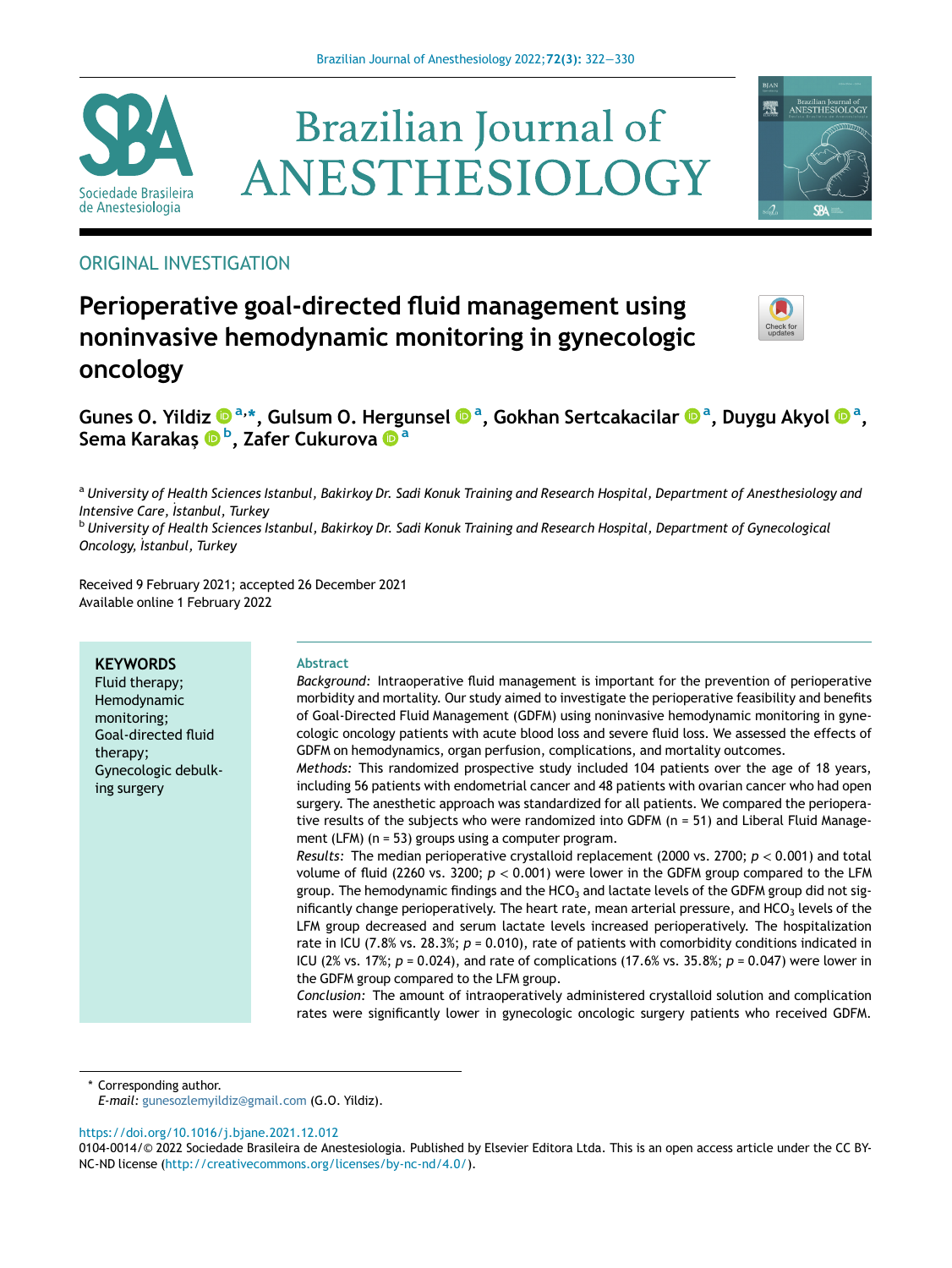ORIGINAL INVESTIGATION

# Perioperative goal-directed fluid management using noninvasive hemodynamic monitoring in gynecologic oncology

**Gunes O. Yildiz [a,*], Gulsum O. Hergunsel [a], Gokhan Sertcakacilar [a], Duygu Akyol [a], Sema Karakaş [b], Zafer Cukurova [a]**

[a] *University of Health Sciences Istanbul, Bakirkoy Dr. Sadi Konuk Training and Research Hospital, Department of Anesthesiology and Intensive Care, İstanbul, Turkey*

[b] *University of Health Sciences Istanbul, Bakirkoy Dr. Sadi Konuk Training and Research Hospital, Department of Gynecological Oncology, İstanbul, Turkey*

Received 9 February 2021; accepted 26 December 2021
Available online 1 February 2022

**KEYWORDS**
Fluid therapy;
Hemodynamic monitoring;
Goal-directed fluid therapy;
Gynecologic debulking surgery

## Abstract

*Background:* Intraoperative fluid management is important for the prevention of perioperative morbidity and mortality. Our study aimed to investigate the perioperative feasibility and benefits of Goal-Directed Fluid Management (GDFM) using noninvasive hemodynamic monitoring in gynecologic oncology patients with acute blood loss and severe fluid loss. We assessed the effects of GDFM on hemodynamics, organ perfusion, complications, and mortality outcomes.

*Methods:* This randomized prospective study included 104 patients over the age of 18 years, including 56 patients with endometrial cancer and 48 patients with ovarian cancer who had open surgery. The anesthetic approach was standardized for all patients. We compared the perioperative results of the subjects who were randomized into GDFM (n = 51) and Liberal Fluid Management (LFM) (n = 53) groups using a computer program.

*Results:* The median perioperative crystalloid replacement (2000 vs. 2700; $p < 0.001$) and total volume of fluid (2260 vs. 3200; $p < 0.001$) were lower in the GDFM group compared to the LFM group. The hemodynamic findings and the $HCO_3$ and lactate levels of the GDFM group did not significantly change perioperatively. The heart rate, mean arterial pressure, and $HCO_3$ levels of the LFM group decreased and serum lactate levels increased perioperatively. The hospitalization rate in ICU (7.8% vs. 28.3%; $p = 0.010$), rate of patients with comorbidity conditions indicated in ICU (2% vs. 17%; $p = 0.024$), and rate of complications (17.6% vs. 35.8%; $p = 0.047$) were lower in the GDFM group compared to the LFM group.

*Conclusion:* The amount of intraoperatively administered crystalloid solution and complication rates were significantly lower in gynecologic oncologic surgery patients who received GDFM.

\* Corresponding author.
*E-mail:* gunesozlemyildiz@gmail.com (G.O. Yildiz).

https://doi.org/10.1016/j.bjane.2021.12.012
0104-0014/© 2022 Sociedade Brasileira de Anestesiologia. Published by Elsevier Editora Ltda. This is an open access article under the CC BY-NC-ND license (http://creativecommons.org/licenses/by-nc-nd/4.0/).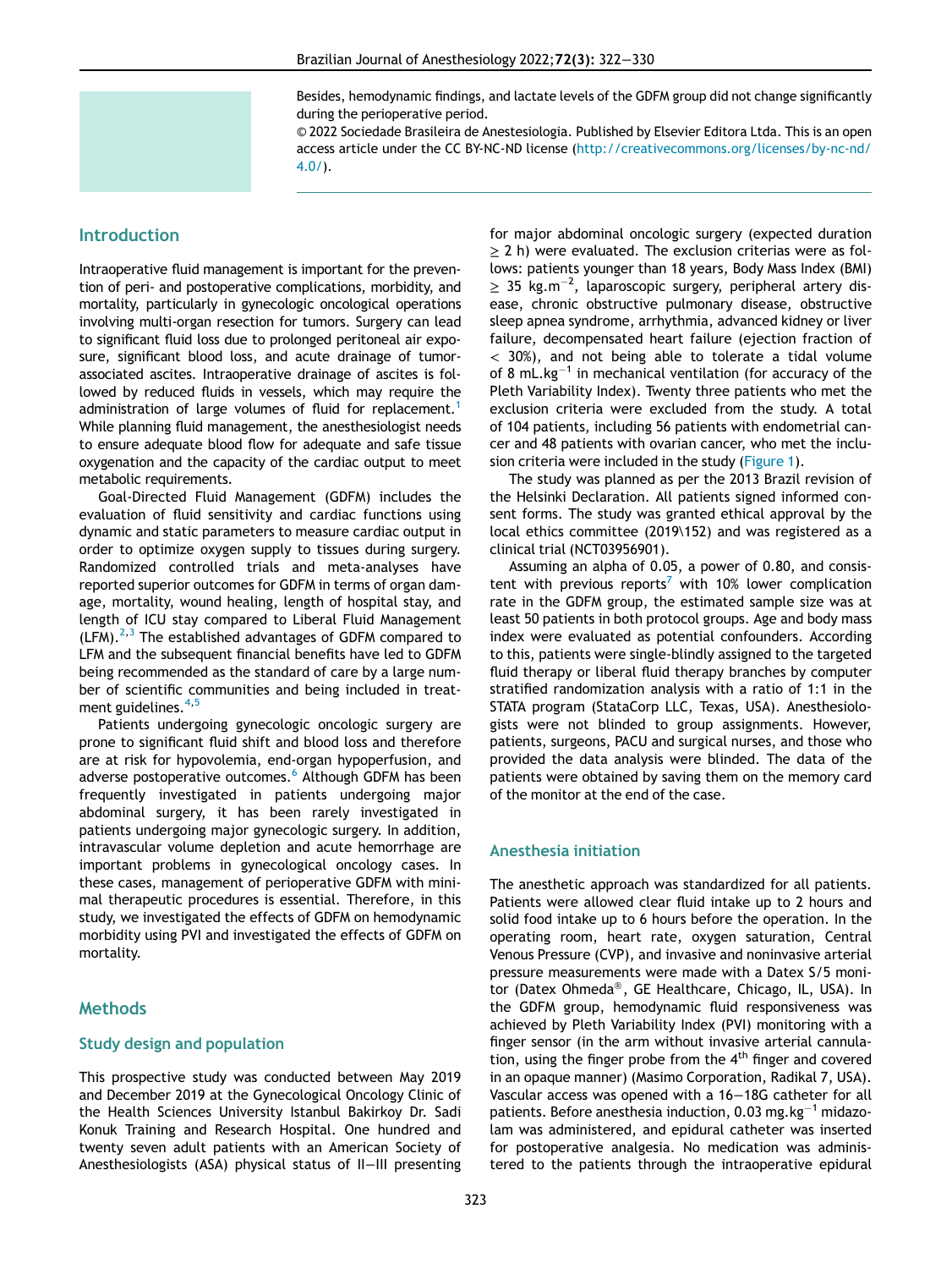Besides, hemodynamic findings, and lactate levels of the GDFM group did not change significantly during the perioperative period.

© 2022 Sociedade Brasileira de Anestesiologia. Published by Elsevier Editora Ltda. This is an open access article under the CC BY-NC-ND license (http://creativecommons.org/licenses/by-nc-nd/4.0/).

## Introduction

Intraoperative fluid management is important for the prevention of peri- and postoperative complications, morbidity, and mortality, particularly in gynecologic oncological operations involving multi-organ resection for tumors. Surgery can lead to significant fluid loss due to prolonged peritoneal air exposure, significant blood loss, and acute drainage of tumor-associated ascites. Intraoperative drainage of ascites is followed by reduced fluids in vessels, which may require the administration of large volumes of fluid for replacement.[1] While planning fluid management, the anesthesiologist needs to ensure adequate blood flow for adequate and safe tissue oxygenation and the capacity of the cardiac output to meet metabolic requirements.

Goal-Directed Fluid Management (GDFM) includes the evaluation of fluid sensitivity and cardiac functions using dynamic and static parameters to measure cardiac output in order to optimize oxygen supply to tissues during surgery. Randomized controlled trials and meta-analyses have reported superior outcomes for GDFM in terms of organ damage, mortality, wound healing, length of hospital stay, and length of ICU stay compared to Liberal Fluid Management (LFM).[2,3] The established advantages of GDFM compared to LFM and the subsequent financial benefits have led to GDFM being recommended as the standard of care by a large number of scientific communities and being included in treatment guidelines.[4,5]

Patients undergoing gynecologic oncologic surgery are prone to significant fluid shift and blood loss and therefore are at risk for hypovolemia, end-organ hypoperfusion, and adverse postoperative outcomes.[6] Although GDFM has been frequently investigated in patients undergoing major abdominal surgery, it has been rarely investigated in patients undergoing major gynecologic surgery. In addition, intravascular volume depletion and acute hemorrhage are important problems in gynecological oncology cases. In these cases, management of perioperative GDFM with minimal therapeutic procedures is essential. Therefore, in this study, we investigated the effects of GDFM on hemodynamic morbidity using PVI and investigated the effects of GDFM on mortality.

## Methods

### Study design and population

This prospective study was conducted between May 2019 and December 2019 at the Gynecological Oncology Clinic of the Health Sciences University Istanbul Bakirkoy Dr. Sadi Konuk Training and Research Hospital. One hundred and twenty seven adult patients with an American Society of Anesthesiologists (ASA) physical status of II–III presenting for major abdominal oncologic surgery (expected duration $\geq$ 2 h) were evaluated. The exclusion criterias were as follows: patients younger than 18 years, Body Mass Index (BMI) $\geq$ 35 kg.m$^{-2}$, laparoscopic surgery, peripheral artery disease, chronic obstructive pulmonary disease, obstructive sleep apnea syndrome, arrhythmia, advanced kidney or liver failure, decompensated heart failure (ejection fraction of $<$ 30%), and not being able to tolerate a tidal volume of 8 mL.kg$^{-1}$ in mechanical ventilation (for accuracy of the Pleth Variability Index). Twenty three patients who met the exclusion criteria were excluded from the study. A total of 104 patients, including 56 patients with endometrial cancer and 48 patients with ovarian cancer, who met the inclusion criteria were included in the study (Figure 1).

The study was planned as per the 2013 Brazil revision of the Helsinki Declaration. All patients signed informed consent forms. The study was granted ethical approval by the local ethics committee (2019\152) and was registered as a clinical trial (NCT03956901).

Assuming an alpha of 0.05, a power of 0.80, and consistent with previous reports[7] with 10% lower complication rate in the GDFM group, the estimated sample size was at least 50 patients in both protocol groups. Age and body mass index were evaluated as potential confounders. According to this, patients were single-blindly assigned to the targeted fluid therapy or liberal fluid therapy branches by computer stratified randomization analysis with a ratio of 1:1 in the STATA program (StataCorp LLC, Texas, USA). Anesthesiologists were not blinded to group assignments. However, patients, surgeons, PACU and surgical nurses, and those who provided the data analysis were blinded. The data of the patients were obtained by saving them on the memory card of the monitor at the end of the case.

### Anesthesia initiation

The anesthetic approach was standardized for all patients. Patients were allowed clear fluid intake up to 2 hours and solid food intake up to 6 hours before the operation. In the operating room, heart rate, oxygen saturation, Central Venous Pressure (CVP), and invasive and noninvasive arterial pressure measurements were made with a Datex S/5 monitor (Datex Ohmeda®, GE Healthcare, Chicago, IL, USA). In the GDFM group, hemodynamic fluid responsiveness was achieved by Pleth Variability Index (PVI) monitoring with a finger sensor (in the arm without invasive arterial cannulation, using the finger probe from the 4th finger and covered in an opaque manner) (Masimo Corporation, Radikal 7, USA). Vascular access was opened with a 16–18G catheter for all patients. Before anesthesia induction, 0.03 mg.kg$^{-1}$ midazolam was administered, and epidural catheter was inserted for postoperative analgesia. No medication was administered to the patients through the intraoperative epidural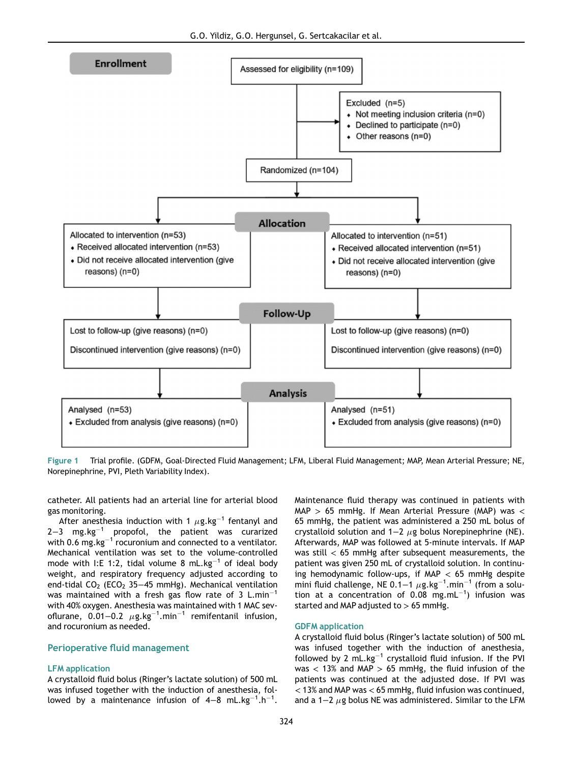Enrollment

Assessed for eligibility (n=109)

Excluded (n=5)
- Not meeting inclusion criteria (n=0)
- Declined to participate (n=0)
- Other reasons (n=0)

Randomized (n=104)

Allocation

Allocated to intervention (n=53)
- Received allocated intervention (n=53)
- Did not receive allocated intervention (give reasons) (n=0)

Allocated to intervention (n=51)
- Received allocated intervention (n=51)
- Did not receive allocated intervention (give reasons) (n=0)

Follow-Up

Lost to follow-up (give reasons) (n=0)

Discontinued intervention (give reasons) (n=0)

Lost to follow-up (give reasons) (n=0)

Discontinued intervention (give reasons) (n=0)

Analysis

Analysed (n=53)
- Excluded from analysis (give reasons) (n=0)

Analysed (n=51)
- Excluded from analysis (give reasons) (n=0)

**Figure 1** Trial profile. (GDFM, Goal-Directed Fluid Management; LFM, Liberal Fluid Management; MAP, Mean Arterial Pressure; NE, Norepinephrine, PVI, Pleth Variability Index).

catheter. All patients had an arterial line for arterial blood gas monitoring.

After anesthesia induction with 1 $\mu$g.kg$^{-1}$ fentanyl and 2–3 mg.kg$^{-1}$ propofol, the patient was curarized with 0.6 mg.kg$^{-1}$ rocuronium and connected to a ventilator. Mechanical ventilation was set to the volume-controlled mode with I:E 1:2, tidal volume 8 mL.kg$^{-1}$ of ideal body weight, and respiratory frequency adjusted according to end-tidal $CO_2$ ($ECO_2$ 35–45 mmHg). Mechanical ventilation was maintained with a fresh gas flow rate of 3 L.min$^{-1}$ with 40% oxygen. Anesthesia was maintained with 1 MAC sevoflurane, 0.01–0.2 $\mu$g.kg$^{-1}$.min$^{-1}$ remifentanil infusion, and rocuronium as needed.

## Perioperative fluid management

### LFM application

A crystalloid fluid bolus (Ringer's lactate solution) of 500 mL was infused together with the induction of anesthesia, followed by a maintenance infusion of 4–8 mL.kg$^{-1}$.h$^{-1}$. Maintenance fluid therapy was continued in patients with MAP > 65 mmHg. If Mean Arterial Pressure (MAP) was < 65 mmHg, the patient was administered a 250 mL bolus of crystalloid solution and 1–2 $\mu$g bolus Norepinephrine (NE). Afterwards, MAP was followed at 5-minute intervals. If MAP was still < 65 mmHg after subsequent measurements, the patient was given 250 mL of crystalloid solution. In continuing hemodynamic follow-ups, if MAP < 65 mmHg despite mini fluid challenge, NE 0.1–1 $\mu$g.kg$^{-1}$.min$^{-1}$ (from a solution at a concentration of 0.08 mg.mL$^{-1}$) infusion was started and MAP adjusted to > 65 mmHg.

### GDFM application

A crystalloid fluid bolus (Ringer's lactate solution) of 500 mL was infused together with the induction of anesthesia, followed by 2 mL.kg$^{-1}$ crystalloid fluid infusion. If the PVI was < 13% and MAP > 65 mmHg, the fluid infusion of the patients was continued at the adjusted dose. If PVI was < 13% and MAP was < 65 mmHg, fluid infusion was continued, and a 1–2 $\mu$g bolus NE was administered. Similar to the LFM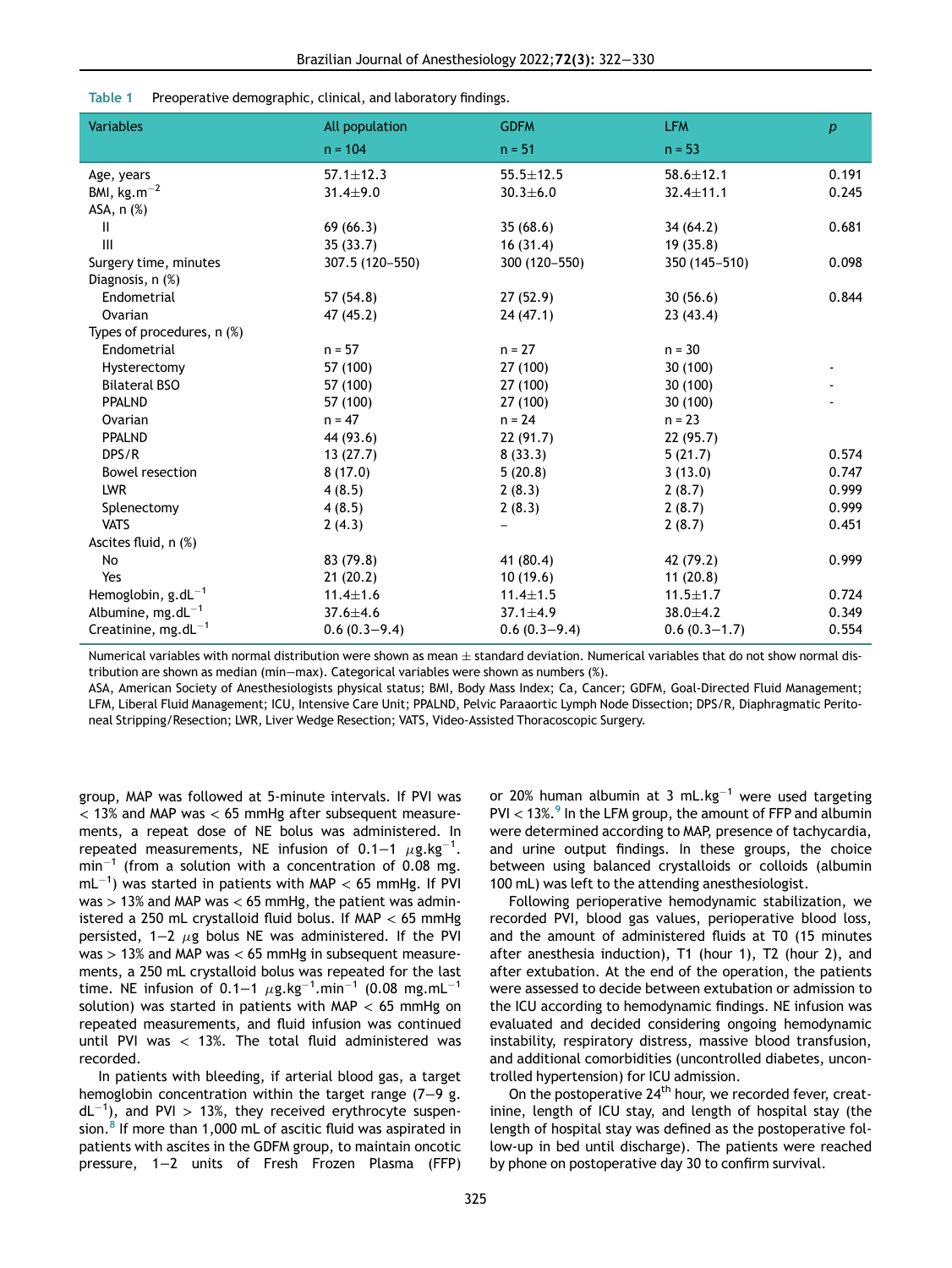**Table 1** Preoperative demographic, clinical, and laboratory findings.

| Variables | All population n = 104 | GDFM n = 51 | LFM n = 53 | p |
|---|---|---|---|---|
| Age, years | 57.1±12.3 | 55.5±12.5 | 58.6±12.1 | 0.191 |
| BMI, kg.m$^{-2}$ | 31.4±9.0 | 30.3±6.0 | 32.4±11.1 | 0.245 |
| ASA, n (%) | | | | |
| II | 69 (66.3) | 35 (68.6) | 34 (64.2) | 0.681 |
| III | 35 (33.7) | 16 (31.4) | 19 (35.8) | |
| Surgery time, minutes | 307.5 (120–550) | 300 (120–550) | 350 (145–510) | 0.098 |
| Diagnosis, n (%) | | | | |
| Endometrial | 57 (54.8) | 27 (52.9) | 30 (56.6) | 0.844 |
| Ovarian | 47 (45.2) | 24 (47.1) | 23 (43.4) | |
| Types of procedures, n (%) | | | | |
| Endometrial | n = 57 | n = 27 | n = 30 | |
| Hysterectomy | 57 (100) | 27 (100) | 30 (100) | - |
| Bilateral BSO | 57 (100) | 27 (100) | 30 (100) | - |
| PPALND | 57 (100) | 27 (100) | 30 (100) | - |
| Ovarian | n = 47 | n = 24 | n = 23 | |
| PPALND | 44 (93.6) | 22 (91.7) | 22 (95.7) | |
| DPS/R | 13 (27.7) | 8 (33.3) | 5 (21.7) | 0.574 |
| Bowel resection | 8 (17.0) | 5 (20.8) | 3 (13.0) | 0.747 |
| LWR | 4 (8.5) | 2 (8.3) | 2 (8.7) | 0.999 |
| Splenectomy | 4 (8.5) | 2 (8.3) | 2 (8.7) | 0.999 |
| VATS | 2 (4.3) | – | 2 (8.7) | 0.451 |
| Ascites fluid, n (%) | | | | |
| No | 83 (79.8) | 41 (80.4) | 42 (79.2) | 0.999 |
| Yes | 21 (20.2) | 10 (19.6) | 11 (20.8) | |
| Hemoglobin, g.dL$^{-1}$ | 11.4±1.6 | 11.4±1.5 | 11.5±1.7 | 0.724 |
| Albumine, mg.dL$^{-1}$ | 37.6±4.6 | 37.1±4.9 | 38.0±4.2 | 0.349 |
| Creatinine, mg.dL$^{-1}$ | 0.6 (0.3–9.4) | 0.6 (0.3–9.4) | 0.6 (0.3–1.7) | 0.554 |

Numerical variables with normal distribution were shown as mean ± standard deviation. Numerical variables that do not show normal distribution are shown as median (min–max). Categorical variables were shown as numbers (%).
ASA, American Society of Anesthesiologists physical status; BMI, Body Mass Index; Ca, Cancer; GDFM, Goal-Directed Fluid Management; LFM, Liberal Fluid Management; ICU, Intensive Care Unit; PPALND, Pelvic Paraaortic Lymph Node Dissection; DPS/R, Diaphragmatic Peritoneal Stripping/Resection; LWR, Liver Wedge Resection; VATS, Video-Assisted Thoracoscopic Surgery.

group, MAP was followed at 5-minute intervals. If PVI was < 13% and MAP was < 65 mmHg after subsequent measurements, a repeat dose of NE bolus was administered. In repeated measurements, NE infusion of 0.1–1 $\mu$g.kg$^{-1}$.min$^{-1}$ (from a solution with a concentration of 0.08 mg.mL$^{-1}$) was started in patients with MAP < 65 mmHg. If PVI was > 13% and MAP was < 65 mmHg, the patient was administered a 250 mL crystalloid fluid bolus. If MAP < 65 mmHg persisted, 1–2 $\mu$g bolus NE was administered. If the PVI was > 13% and MAP was < 65 mmHg in subsequent measurements, a 250 mL crystalloid bolus was repeated for the last time. NE infusion of 0.1–1 $\mu$g.kg$^{-1}$.min$^{-1}$ (0.08 mg.mL$^{-1}$ solution) was started in patients with MAP < 65 mmHg on repeated measurements, and fluid infusion was continued until PVI was < 13%. The total fluid administered was recorded.

In patients with bleeding, if arterial blood gas, a target hemoglobin concentration within the target range (7–9 g.dL$^{-1}$), and PVI > 13%, they received erythrocyte suspension.[8] If more than 1,000 mL of ascitic fluid was aspirated in patients with ascites in the GDFM group, to maintain oncotic pressure, 1–2 units of Fresh Frozen Plasma (FFP) or 20% human albumin at 3 mL.kg$^{-1}$ were used targeting PVI < 13%.[9] In the LFM group, the amount of FFP and albumin were determined according to MAP, presence of tachycardia, and urine output findings. In these groups, the choice between using balanced crystalloids or colloids (albumin 100 mL) was left to the attending anesthesiologist.

Following perioperative hemodynamic stabilization, we recorded PVI, blood gas values, perioperative blood loss, and the amount of administered fluids at T0 (15 minutes after anesthesia induction), T1 (hour 1), T2 (hour 2), and after extubation. At the end of the operation, the patients were assessed to decide between extubation or admission to the ICU according to hemodynamic findings. NE infusion was evaluated and decided considering ongoing hemodynamic instability, respiratory distress, massive blood transfusion, and additional comorbidities (uncontrolled diabetes, uncontrolled hypertension) for ICU admission.

On the postoperative 24$^{th}$ hour, we recorded fever, creatinine, length of ICU stay, and length of hospital stay (the length of hospital stay was defined as the postoperative follow-up in bed until discharge). The patients were reached by phone on postoperative day 30 to confirm survival.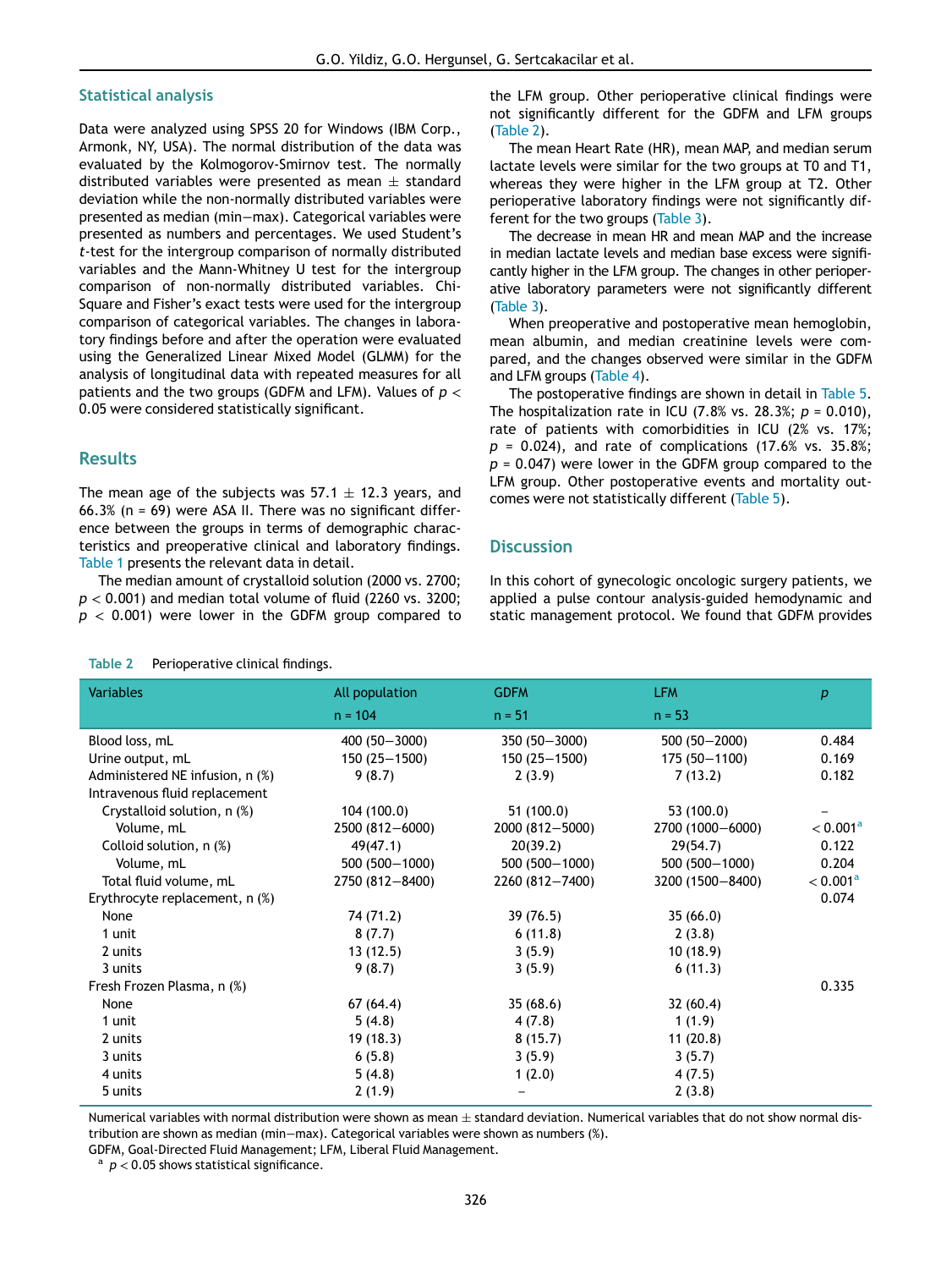## Statistical analysis

Data were analyzed using SPSS 20 for Windows (IBM Corp., Armonk, NY, USA). The normal distribution of the data was evaluated by the Kolmogorov-Smirnov test. The normally distributed variables were presented as mean ± standard deviation while the non-normally distributed variables were presented as median (min−max). Categorical variables were presented as numbers and percentages. We used Student's *t*-test for the intergroup comparison of normally distributed variables and the Mann-Whitney U test for the intergroup comparison of non-normally distributed variables. Chi-Square and Fisher's exact tests were used for the intergroup comparison of categorical variables. The changes in laboratory findings before and after the operation were evaluated using the Generalized Linear Mixed Model (GLMM) for the analysis of longitudinal data with repeated measures for all patients and the two groups (GDFM and LFM). Values of $p < 0.05$ were considered statistically significant.

## Results

The mean age of the subjects was 57.1 ± 12.3 years, and 66.3% (n = 69) were ASA II. There was no significant difference between the groups in terms of demographic characteristics and preoperative clinical and laboratory findings. Table 1 presents the relevant data in detail.

The median amount of crystalloid solution (2000 vs. 2700; $p < 0.001$) and median total volume of fluid (2260 vs. 3200; $p < 0.001$) were lower in the GDFM group compared to the LFM group. Other perioperative clinical findings were not significantly different for the GDFM and LFM groups (Table 2).

The mean Heart Rate (HR), mean MAP, and median serum lactate levels were similar for the two groups at T0 and T1, whereas they were higher in the LFM group at T2. Other perioperative laboratory findings were not significantly different for the two groups (Table 3).

The decrease in mean HR and mean MAP and the increase in median lactate levels and median base excess were significantly higher in the LFM group. The changes in other perioperative laboratory parameters were not significantly different (Table 3).

When preoperative and postoperative mean hemoglobin, mean albumin, and median creatinine levels were compared, and the changes observed were similar in the GDFM and LFM groups (Table 4).

The postoperative findings are shown in detail in Table 5. The hospitalization rate in ICU (7.8% vs. 28.3%; $p$ = 0.010), rate of patients with comorbidities in ICU (2% vs. 17%; $p$ = 0.024), and rate of complications (17.6% vs. 35.8%; $p$ = 0.047) were lower in the GDFM group compared to the LFM group. Other postoperative events and mortality outcomes were not statistically different (Table 5).

## Discussion

In this cohort of gynecologic oncologic surgery patients, we applied a pulse contour analysis-guided hemodynamic and static management protocol. We found that GDFM provides

**Table 2** Perioperative clinical findings.

| Variables | All population<br>n = 104 | GDFM<br>n = 51 | LFM<br>n = 53 | *p* |
|---|---|---|---|---|
| Blood loss, mL | 400 (50−3000) | 350 (50−3000) | 500 (50−2000) | 0.484 |
| Urine output, mL | 150 (25−1500) | 150 (25−1500) | 175 (50−1100) | 0.169 |
| Administered NE infusion, n (%) | 9 (8.7) | 2 (3.9) | 7 (13.2) | 0.182 |
| Intravenous fluid replacement | | | | |
| Crystalloid solution, n (%) | 104 (100.0) | 51 (100.0) | 53 (100.0) | – |
| Volume, mL | 2500 (812−6000) | 2000 (812−5000) | 2700 (1000−6000) | < 0.001[a] |
| Colloid solution, n (%) | 49(47.1) | 20(39.2) | 29(54.7) | 0.122 |
| Volume, mL | 500 (500−1000) | 500 (500−1000) | 500 (500−1000) | 0.204 |
| Total fluid volume, mL | 2750 (812−8400) | 2260 (812−7400) | 3200 (1500−8400) | < 0.001[a] |
| Erythrocyte replacement, n (%) | | | | 0.074 |
| None | 74 (71.2) | 39 (76.5) | 35 (66.0) | |
| 1 unit | 8 (7.7) | 6 (11.8) | 2 (3.8) | |
| 2 units | 13 (12.5) | 3 (5.9) | 10 (18.9) | |
| 3 units | 9 (8.7) | 3 (5.9) | 6 (11.3) | |
| Fresh Frozen Plasma, n (%) | | | | 0.335 |
| None | 67 (64.4) | 35 (68.6) | 32 (60.4) | |
| 1 unit | 5 (4.8) | 4 (7.8) | 1 (1.9) | |
| 2 units | 19 (18.3) | 8 (15.7) | 11 (20.8) | |
| 3 units | 6 (5.8) | 3 (5.9) | 3 (5.7) | |
| 4 units | 5 (4.8) | 1 (2.0) | 4 (7.5) | |
| 5 units | 2 (1.9) | – | 2 (3.8) | |

Numerical variables with normal distribution were shown as mean ± standard deviation. Numerical variables that do not show normal distribution are shown as median (min−max). Categorical variables were shown as numbers (%).

GDFM, Goal-Directed Fluid Management; LFM, Liberal Fluid Management.

[a] $p < 0.05$ shows statistical significance.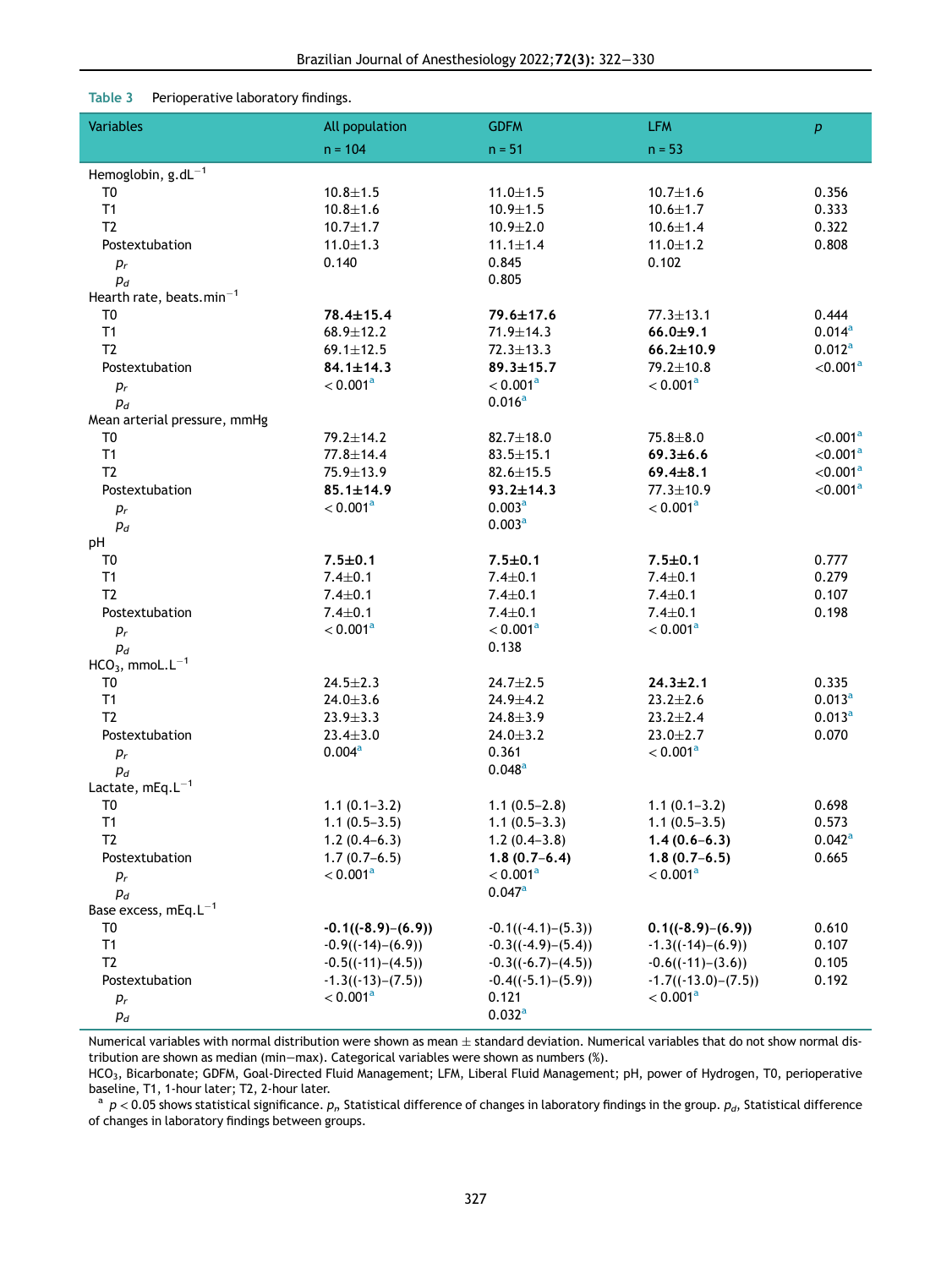**Table 3** Perioperative laboratory findings.

| Variables | All population n = 104 | GDFM n = 51 | LFM n = 53 | $p$ |
|---|---|---|---|---|
| Hemoglobin, $g.dL^{-1}$ | | | | |
| T0 | 10.8±1.5 | 11.0±1.5 | 10.7±1.6 | 0.356 |
| T1 | 10.8±1.6 | 10.9±1.5 | 10.6±1.7 | 0.333 |
| T2 | 10.7±1.7 | 10.9±2.0 | 10.6±1.4 | 0.322 |
| Postextubation | 11.0±1.3 | 11.1±1.4 | 11.0±1.2 | 0.808 |
| $p_r$ | 0.140 | 0.845 | 0.102 | |
| $p_d$ | | 0.805 | | |
| Hearth rate, $beats.min^{-1}$ | | | | |
| T0 | **78.4±15.4** | **79.6±17.6** | 77.3±13.1 | 0.444 |
| T1 | 68.9±12.2 | 71.9±14.3 | **66.0±9.1** | 0.014[a] |
| T2 | 69.1±12.5 | 72.3±13.3 | **66.2±10.9** | 0.012[a] |
| Postextubation | **84.1±14.3** | **89.3±15.7** | 79.2±10.8 | <0.001[a] |
| $p_r$ | < 0.001[a] | < 0.001[a] | < 0.001[a] | |
| $p_d$ | | 0.016[a] | | |
| Mean arterial pressure, mmHg | | | | |
| T0 | 79.2±14.2 | 82.7±18.0 | 75.8±8.0 | <0.001[a] |
| T1 | 77.8±14.4 | 83.5±15.1 | **69.3±6.6** | <0.001[a] |
| T2 | 75.9±13.9 | 82.6±15.5 | **69.4±8.1** | <0.001[a] |
| Postextubation | **85.1±14.9** | **93.2±14.3** | 77.3±10.9 | <0.001[a] |
| $p_r$ | < 0.001[a] | 0.003[a] | < 0.001[a] | |
| $p_d$ | | 0.003[a] | | |
| pH | | | | |
| T0 | **7.5±0.1** | **7.5±0.1** | **7.5±0.1** | 0.777 |
| T1 | 7.4±0.1 | 7.4±0.1 | 7.4±0.1 | 0.279 |
| T2 | 7.4±0.1 | 7.4±0.1 | 7.4±0.1 | 0.107 |
| Postextubation | 7.4±0.1 | 7.4±0.1 | 7.4±0.1 | 0.198 |
| $p_r$ | < 0.001[a] | < 0.001[a] | < 0.001[a] | |
| $p_d$ | | 0.138 | | |
| $HCO_3$, $mmoL.L^{-1}$ | | | | |
| T0 | 24.5±2.3 | 24.7±2.5 | **24.3±2.1** | 0.335 |
| T1 | 24.0±3.6 | 24.9±4.2 | 23.2±2.6 | 0.013[a] |
| T2 | 23.9±3.3 | 24.8±3.9 | 23.2±2.4 | 0.013[a] |
| Postextubation | 23.4±3.0 | 24.0±3.2 | 23.0±2.7 | 0.070 |
| $p_r$ | 0.004[a] | 0.361 | < 0.001[a] | |
| $p_d$ | | 0.048[a] | | |
| Lactate, $mEq.L^{-1}$ | | | | |
| T0 | 1.1 (0.1–3.2) | 1.1 (0.5–2.8) | 1.1 (0.1–3.2) | 0.698 |
| T1 | 1.1 (0.5–3.5) | 1.1 (0.5–3.3) | 1.1 (0.5–3.5) | 0.573 |
| T2 | 1.2 (0.4–6.3) | 1.2 (0.4–3.8) | **1.4 (0.6–6.3)** | 0.042[a] |
| Postextubation | 1.7 (0.7–6.5) | **1.8 (0.7–6.4)** | **1.8 (0.7–6.5)** | 0.665 |
| $p_r$ | < 0.001[a] | < 0.001[a] | < 0.001[a] | |
| $p_d$ | | 0.047[a] | | |
| Base excess, $mEq.L^{-1}$ | | | | |
| T0 | **-0.1((-8.9)–(6.9))** | -0.1((-4.1)–(5.3)) | **0.1((-8.9)–(6.9))** | 0.610 |
| T1 | -0.9((-14)–(6.9)) | -0.3((-4.9)–(5.4)) | -1.3((-14)–(6.9)) | 0.107 |
| T2 | -0.5((-11)–(4.5)) | -0.3((-6.7)–(4.5)) | -0.6((-11)–(3.6)) | 0.105 |
| Postextubation | -1.3((-13)–(7.5)) | -0.4((-5.1)–(5.9)) | -1.7((-13.0)–(7.5)) | 0.192 |
| $p_r$ | < 0.001[a] | 0.121 | < 0.001[a] | |
| $p_d$ | | 0.032[a] | | |

Numerical variables with normal distribution were shown as mean ± standard deviation. Numerical variables that do not show normal distribution are shown as median (min–max). Categorical variables were shown as numbers (%).
$HCO_3$, Bicarbonate; GDFM, Goal-Directed Fluid Management; LFM, Liberal Fluid Management; pH, power of Hydrogen, T0, perioperative baseline, T1, 1-hour later; T2, 2-hour later.
[a] $p < 0.05$ shows statistical significance. $p_r$, Statistical difference of changes in laboratory findings in the group. $p_d$, Statistical difference of changes in laboratory findings between groups.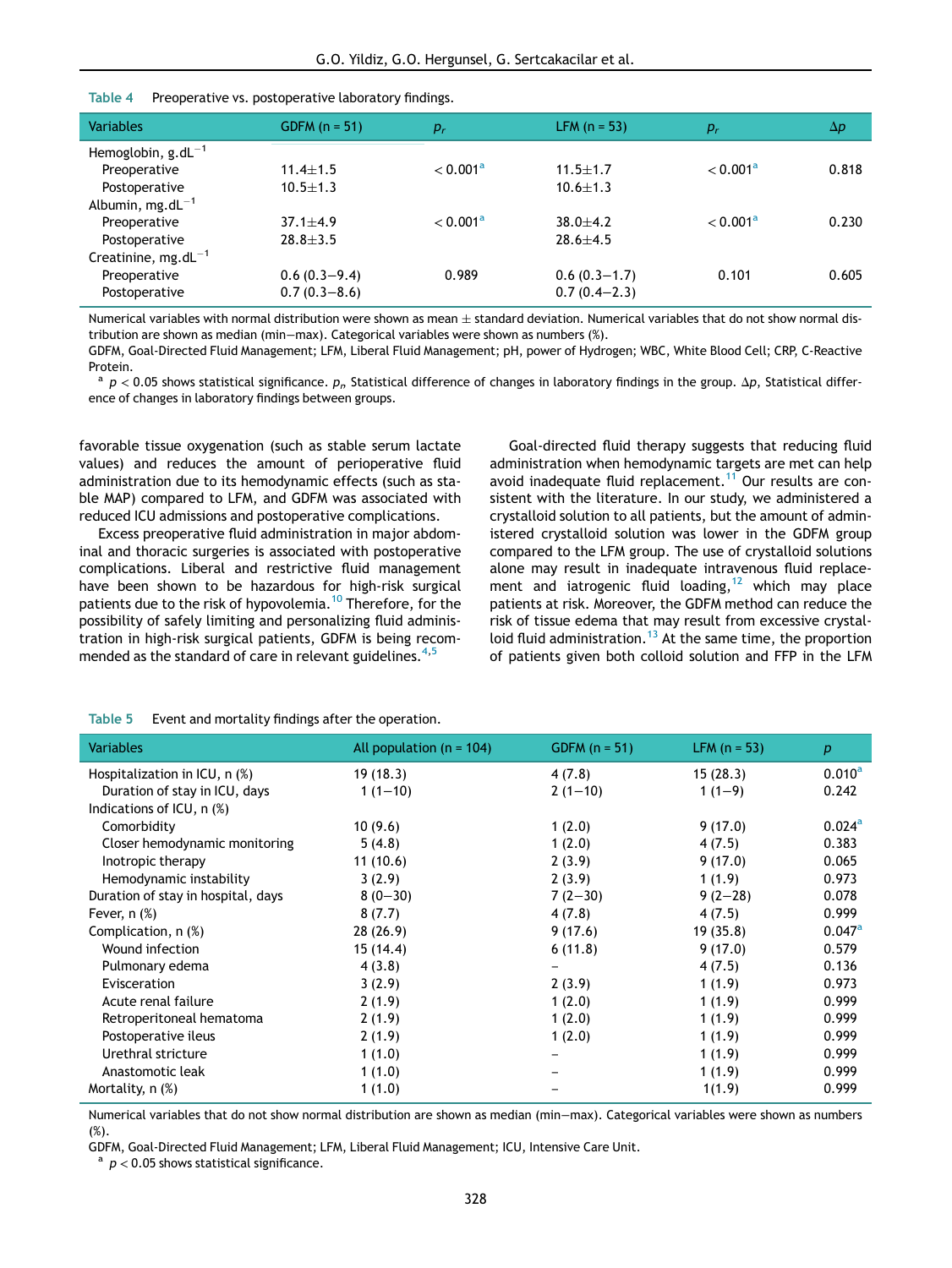**Table 4** Preoperative vs. postoperative laboratory findings.

| Variables | GDFM (n = 51) | $p_r$ | LFM (n = 53) | $p_r$ | $\Delta p$ |
|---|---|---|---|---|---|
| Hemoglobin, g.dL$^{-1}$ | | | | | |
| Preoperative | 11.4±1.5 | < 0.001[a] | 11.5±1.7 | < 0.001[a] | 0.818 |
| Postoperative | 10.5±1.3 | | 10.6±1.3 | | |
| Albumin, mg.dL$^{-1}$ | | | | | |
| Preoperative | 37.1±4.9 | < 0.001[a] | 38.0±4.2 | < 0.001[a] | 0.230 |
| Postoperative | 28.8±3.5 | | 28.6±4.5 | | |
| Creatinine, mg.dL$^{-1}$ | | | | | |
| Preoperative | 0.6 (0.3−9.4) | 0.989 | 0.6 (0.3−1.7) | 0.101 | 0.605 |
| Postoperative | 0.7 (0.3−8.6) | | 0.7 (0.4−2.3) | | |

Numerical variables with normal distribution were shown as mean ± standard deviation. Numerical variables that do not show normal distribution are shown as median (min−max). Categorical variables were shown as numbers (%).
GDFM, Goal-Directed Fluid Management; LFM, Liberal Fluid Management; pH, power of Hydrogen; WBC, White Blood Cell; CRP, C-Reactive Protein.
[a] $p < 0.05$ shows statistical significance. $p_r$, Statistical difference of changes in laboratory findings in the group. $\Delta p$, Statistical difference of changes in laboratory findings between groups.

favorable tissue oxygenation (such as stable serum lactate values) and reduces the amount of perioperative fluid administration due to its hemodynamic effects (such as stable MAP) compared to LFM, and GDFM was associated with reduced ICU admissions and postoperative complications.

Excess preoperative fluid administration in major abdominal and thoracic surgeries is associated with postoperative complications. Liberal and restrictive fluid management have been shown to be hazardous for high-risk surgical patients due to the risk of hypovolemia.[10] Therefore, for the possibility of safely limiting and personalizing fluid administration in high-risk surgical patients, GDFM is being recommended as the standard of care in relevant guidelines.[4,5]

Goal-directed fluid therapy suggests that reducing fluid administration when hemodynamic targets are met can help avoid inadequate fluid replacement.[11] Our results are consistent with the literature. In our study, we administered a crystalloid solution to all patients, but the amount of administered crystalloid solution was lower in the GDFM group compared to the LFM group. The use of crystalloid solutions alone may result in inadequate intravenous fluid replacement and iatrogenic fluid loading,[12] which may place patients at risk. Moreover, the GDFM method can reduce the risk of tissue edema that may result from excessive crystalloid fluid administration.[13] At the same time, the proportion of patients given both colloid solution and FFP in the LFM

**Table 5** Event and mortality findings after the operation.

| Variables | All population (n = 104) | GDFM (n = 51) | LFM (n = 53) | p |
|---|---|---|---|---|
| Hospitalization in ICU, n (%) | 19 (18.3) | 4 (7.8) | 15 (28.3) | 0.010[a] |
| Duration of stay in ICU, days | 1 (1−10) | 2 (1−10) | 1 (1−9) | 0.242 |
| Indications of ICU, n (%) | | | | |
| Comorbidity | 10 (9.6) | 1 (2.0) | 9 (17.0) | 0.024[a] |
| Closer hemodynamic monitoring | 5 (4.8) | 1 (2.0) | 4 (7.5) | 0.383 |
| Inotropic therapy | 11 (10.6) | 2 (3.9) | 9 (17.0) | 0.065 |
| Hemodynamic instability | 3 (2.9) | 2 (3.9) | 1 (1.9) | 0.973 |
| Duration of stay in hospital, days | 8 (0−30) | 7 (2−30) | 9 (2−28) | 0.078 |
| Fever, n (%) | 8 (7.7) | 4 (7.8) | 4 (7.5) | 0.999 |
| Complication, n (%) | 28 (26.9) | 9 (17.6) | 19 (35.8) | 0.047[a] |
| Wound infection | 15 (14.4) | 6 (11.8) | 9 (17.0) | 0.579 |
| Pulmonary edema | 4 (3.8) | – | 4 (7.5) | 0.136 |
| Evisceration | 3 (2.9) | 2 (3.9) | 1 (1.9) | 0.973 |
| Acute renal failure | 2 (1.9) | 1 (2.0) | 1 (1.9) | 0.999 |
| Retroperitoneal hematoma | 2 (1.9) | 1 (2.0) | 1 (1.9) | 0.999 |
| Postoperative ileus | 2 (1.9) | 1 (2.0) | 1 (1.9) | 0.999 |
| Urethral stricture | 1 (1.0) | – | 1 (1.9) | 0.999 |
| Anastomotic leak | 1 (1.0) | – | 1 (1.9) | 0.999 |
| Mortality, n (%) | 1 (1.0) | – | 1(1.9) | 0.999 |

Numerical variables that do not show normal distribution are shown as median (min−max). Categorical variables were shown as numbers (%).
GDFM, Goal-Directed Fluid Management; LFM, Liberal Fluid Management; ICU, Intensive Care Unit.
[a] $p < 0.05$ shows statistical significance.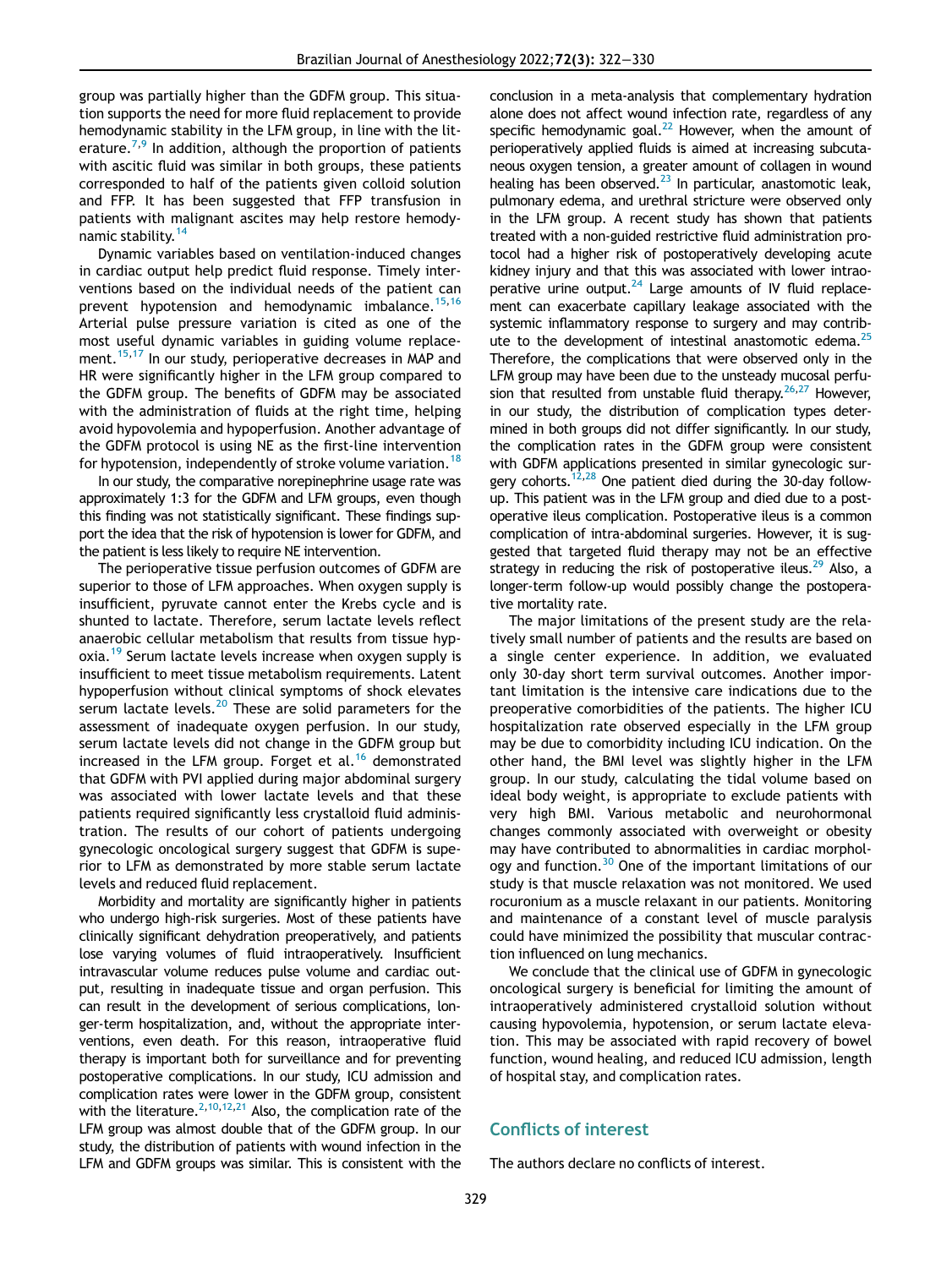group was partially higher than the GDFM group. This situation supports the need for more fluid replacement to provide hemodynamic stability in the LFM group, in line with the literature.[7,9] In addition, although the proportion of patients with ascitic fluid was similar in both groups, these patients corresponded to half of the patients given colloid solution and FFP. It has been suggested that FFP transfusion in patients with malignant ascites may help restore hemodynamic stability.[14]

Dynamic variables based on ventilation-induced changes in cardiac output help predict fluid response. Timely interventions based on the individual needs of the patient can prevent hypotension and hemodynamic imbalance.[15,16] Arterial pulse pressure variation is cited as one of the most useful dynamic variables in guiding volume replacement.[15,17] In our study, perioperative decreases in MAP and HR were significantly higher in the LFM group compared to the GDFM group. The benefits of GDFM may be associated with the administration of fluids at the right time, helping avoid hypovolemia and hypoperfusion. Another advantage of the GDFM protocol is using NE as the first-line intervention for hypotension, independently of stroke volume variation.[18]

In our study, the comparative norepinephrine usage rate was approximately 1:3 for the GDFM and LFM groups, even though this finding was not statistically significant. These findings support the idea that the risk of hypotension is lower for GDFM, and the patient is less likely to require NE intervention.

The perioperative tissue perfusion outcomes of GDFM are superior to those of LFM approaches. When oxygen supply is insufficient, pyruvate cannot enter the Krebs cycle and is shunted to lactate. Therefore, serum lactate levels reflect anaerobic cellular metabolism that results from tissue hypoxia.[19] Serum lactate levels increase when oxygen supply is insufficient to meet tissue metabolism requirements. Latent hypoperfusion without clinical symptoms of shock elevates serum lactate levels.[20] These are solid parameters for the assessment of inadequate oxygen perfusion. In our study, serum lactate levels did not change in the GDFM group but increased in the LFM group. Forget et al.[16] demonstrated that GDFM with PVI applied during major abdominal surgery was associated with lower lactate levels and that these patients required significantly less crystalloid fluid administration. The results of our cohort of patients undergoing gynecologic oncological surgery suggest that GDFM is superior to LFM as demonstrated by more stable serum lactate levels and reduced fluid replacement.

Morbidity and mortality are significantly higher in patients who undergo high-risk surgeries. Most of these patients have clinically significant dehydration preoperatively, and patients lose varying volumes of fluid intraoperatively. Insufficient intravascular volume reduces pulse volume and cardiac output, resulting in inadequate tissue and organ perfusion. This can result in the development of serious complications, longer-term hospitalization, and, without the appropriate interventions, even death. For this reason, intraoperative fluid therapy is important both for surveillance and for preventing postoperative complications. In our study, ICU admission and complication rates were lower in the GDFM group, consistent with the literature.[2,10,12,21] Also, the complication rate of the LFM group was almost double that of the GDFM group. In our study, the distribution of patients with wound infection in the LFM and GDFM groups was similar. This is consistent with the conclusion in a meta-analysis that complementary hydration alone does not affect wound infection rate, regardless of any specific hemodynamic goal.[22] However, when the amount of perioperatively applied fluids is aimed at increasing subcutaneous oxygen tension, a greater amount of collagen in wound healing has been observed.[23] In particular, anastomotic leak, pulmonary edema, and urethral stricture were observed only in the LFM group. A recent study has shown that patients treated with a non-guided restrictive fluid administration protocol had a higher risk of postoperatively developing acute kidney injury and that this was associated with lower intraoperative urine output.[24] Large amounts of IV fluid replacement can exacerbate capillary leakage associated with the systemic inflammatory response to surgery and may contribute to the development of intestinal anastomotic edema.[25] Therefore, the complications that were observed only in the LFM group may have been due to the unsteady mucosal perfusion that resulted from unstable fluid therapy.[26,27] However, in our study, the distribution of complication types determined in both groups did not differ significantly. In our study, the complication rates in the GDFM group were consistent with GDFM applications presented in similar gynecologic surgery cohorts.[12,28] One patient died during the 30-day follow-up. This patient was in the LFM group and died due to a postoperative ileus complication. Postoperative ileus is a common complication of intra-abdominal surgeries. However, it is suggested that targeted fluid therapy may not be an effective strategy in reducing the risk of postoperative ileus.[29] Also, a longer-term follow-up would possibly change the postoperative mortality rate.

The major limitations of the present study are the relatively small number of patients and the results are based on a single center experience. In addition, we evaluated only 30-day short term survival outcomes. Another important limitation is the intensive care indications due to the preoperative comorbidities of the patients. The higher ICU hospitalization rate observed especially in the LFM group may be due to comorbidity including ICU indication. On the other hand, the BMI level was slightly higher in the LFM group. In our study, calculating the tidal volume based on ideal body weight, is appropriate to exclude patients with very high BMI. Various metabolic and neurohormonal changes commonly associated with overweight or obesity may have contributed to abnormalities in cardiac morphology and function.[30] One of the important limitations of our study is that muscle relaxation was not monitored. We used rocuronium as a muscle relaxant in our patients. Monitoring and maintenance of a constant level of muscle paralysis could have minimized the possibility that muscular contraction influenced on lung mechanics.

We conclude that the clinical use of GDFM in gynecologic oncological surgery is beneficial for limiting the amount of intraoperatively administered crystalloid solution without causing hypovolemia, hypotension, or serum lactate elevation. This may be associated with rapid recovery of bowel function, wound healing, and reduced ICU admission, length of hospital stay, and complication rates.

## Conflicts of interest

The authors declare no conflicts of interest.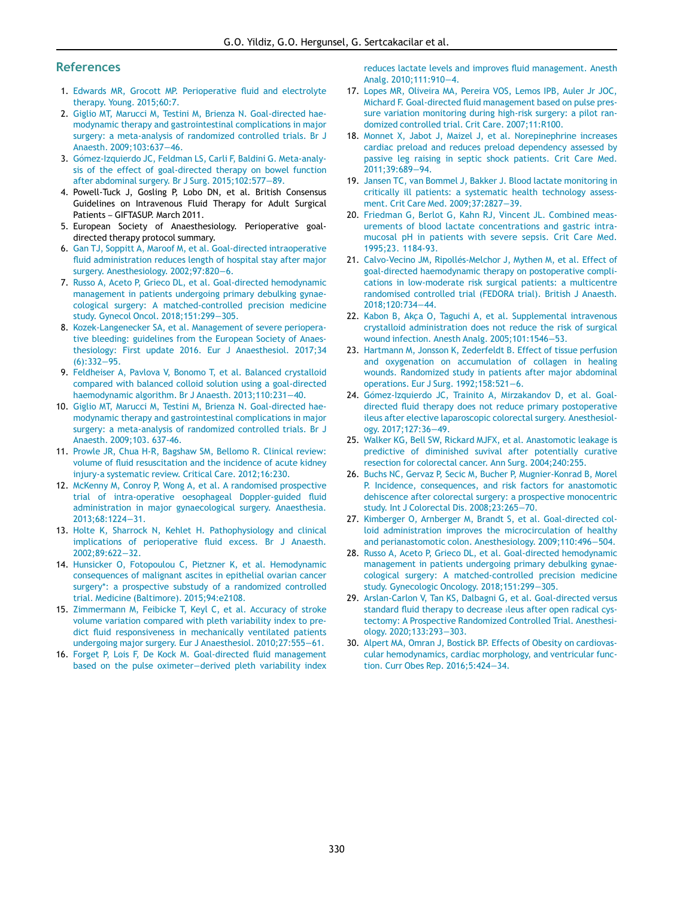## References

1. Edwards MR, Grocott MP. Perioperative fluid and electrolyte therapy. Young. 2015;60:7.
2. Giglio MT, Marucci M, Testini M, Brienza N. Goal-directed haemodynamic therapy and gastrointestinal complications in major surgery: a meta-analysis of randomized controlled trials. Br J Anaesth. 2009;103:637–46.
3. Gómez-Izquierdo JC, Feldman LS, Carli F, Baldini G. Meta-analysis of the effect of goal-directed therapy on bowel function after abdominal surgery. Br J Surg. 2015;102:577–89.
4. Powell-Tuck J, Gosling P, Lobo DN, et al. British Consensus Guidelines on Intravenous Fluid Therapy for Adult Surgical Patients – GIFTASUP. March 2011.
5. European Society of Anaesthesiology. Perioperative goal-directed therapy protocol summary.
6. Gan TJ, Soppitt A, Maroof M, et al. Goal-directed intraoperative fluid administration reduces length of hospital stay after major surgery. Anesthesiology. 2002;97:820–6.
7. Russo A, Aceto P, Grieco DL, et al. Goal-directed hemodynamic management in patients undergoing primary debulking gynaecological surgery: A matched-controlled precision medicine study. Gynecol Oncol. 2018;151:299–305.
8. Kozek-Langenecker SA, et al. Management of severe perioperative bleeding: guidelines from the European Society of Anaesthesiology: First update 2016. Eur J Anaesthesiol. 2017;34 (6):332–95.
9. Feldheiser A, Pavlova V, Bonomo T, et al. Balanced crystalloid compared with balanced colloid solution using a goal-directed haemodynamic algorithm. Br J Anaesth. 2013;110:231–40.
10. Giglio MT, Marucci M, Testini M, Brienza N. Goal-directed haemodynamic therapy and gastrointestinal complications in major surgery: a meta-analysis of randomized controlled trials. Br J Anaesth. 2009;103. 637-46.
11. Prowle JR, Chua H-R, Bagshaw SM, Bellomo R. Clinical review: volume of fluid resuscitation and the incidence of acute kidney injury-a systematic review. Critical Care. 2012;16:230.
12. McKenny M, Conroy P, Wong A, et al. A randomised prospective trial of intra-operative oesophageal Doppler-guided fluid administration in major gynaecological surgery. Anaesthesia. 2013;68:1224–31.
13. Holte K, Sharrock N, Kehlet H. Pathophysiology and clinical implications of perioperative fluid excess. Br J Anaesth. 2002;89:622–32.
14. Hunsicker O, Fotopoulou C, Pietzner K, et al. Hemodynamic consequences of malignant ascites in epithelial ovarian cancer surgery*: a prospective substudy of a randomized controlled trial. Medicine (Baltimore). 2015;94:e2108.
15. Zimmermann M, Feibicke T, Keyl C, et al. Accuracy of stroke volume variation compared with pleth variability index to predict fluid responsiveness in mechanically ventilated patients undergoing major surgery. Eur J Anaesthesiol. 2010;27:555–61.
16. Forget P, Lois F, De Kock M. Goal-directed fluid management based on the pulse oximeter–derived pleth variability index reduces lactate levels and improves fluid management. Anesth Analg. 2010;111:910–4.
17. Lopes MR, Oliveira MA, Pereira VOS, Lemos IPB, Auler Jr JOC, Michard F. Goal-directed fluid management based on pulse pressure variation monitoring during high-risk surgery: a pilot randomized controlled trial. Crit Care. 2007;11:R100.
18. Monnet X, Jabot J, Maizel J, et al. Norepinephrine increases cardiac preload and reduces preload dependency assessed by passive leg raising in septic shock patients. Crit Care Med. 2011;39:689–94.
19. Jansen TC, van Bommel J, Bakker J. Blood lactate monitoring in critically ill patients: a systematic health technology assessment. Crit Care Med. 2009;37:2827–39.
20. Friedman G, Berlot G, Kahn RJ, Vincent JL. Combined measurements of blood lactate concentrations and gastric intramucosal pH in patients with severe sepsis. Crit Care Med. 1995;23. 1184-93.
21. Calvo-Vecino JM, Ripollés-Melchor J, Mythen M, et al. Effect of goal-directed haemodynamic therapy on postoperative complications in low-moderate risk surgical patients: a multicentre randomised controlled trial (FEDORA trial). British J Anaesth. 2018;120:734–44.
22. Kabon B, Akça O, Taguchi A, et al. Supplemental intravenous crystalloid administration does not reduce the risk of surgical wound infection. Anesth Analg. 2005;101:1546–53.
23. Hartmann M, Jonsson K, Zederfeldt B. Effect of tissue perfusion and oxygenation on accumulation of collagen in healing wounds. Randomized study in patients after major abdominal operations. Eur J Surg. 1992;158:521–6.
24. Gómez-Izquierdo JC, Trainito A, Mirzakandov D, et al. Goal-directed fluid therapy does not reduce primary postoperative ileus after elective laparoscopic colorectal surgery. Anesthesiology. 2017;127:36–49.
25. Walker KG, Bell SW, Rickard MJFX, et al. Anastomotic leakage is predictive of diminished suvival after potentially curative resection for colorectal cancer. Ann Surg. 2004;240:255.
26. Buchs NC, Gervaz P, Secic M, Bucher P, Mugnier-Konrad B, Morel P. Incidence, consequences, and risk factors for anastomotic dehiscence after colorectal surgery: a prospective monocentric study. Int J Colorectal Dis. 2008;23:265–70.
27. Kimberger O, Arnberger M, Brandt S, et al. Goal-directed colloid administration improves the microcirculation of healthy and perianastomotic colon. Anesthesiology. 2009;110:496–504.
28. Russo A, Aceto P, Grieco DL, et al. Goal-directed hemodynamic management in patients undergoing primary debulking gynaecological surgery: A matched-controlled precision medicine study. Gynecologic Oncology. 2018;151:299–305.
29. Arslan-Carlon V, Tan KS, Dalbagni G, et al. Goal-directed versus standard fluid therapy to decrease ıleus after open radical cystectomy: A Prospective Randomized Controlled Trial. Anesthesiology. 2020;133:293–303.
30. Alpert MA, Omran J, Bostick BP. Effects of Obesity on cardiovascular hemodynamics, cardiac morphology, and ventricular function. Curr Obes Rep. 2016;5:424–34.